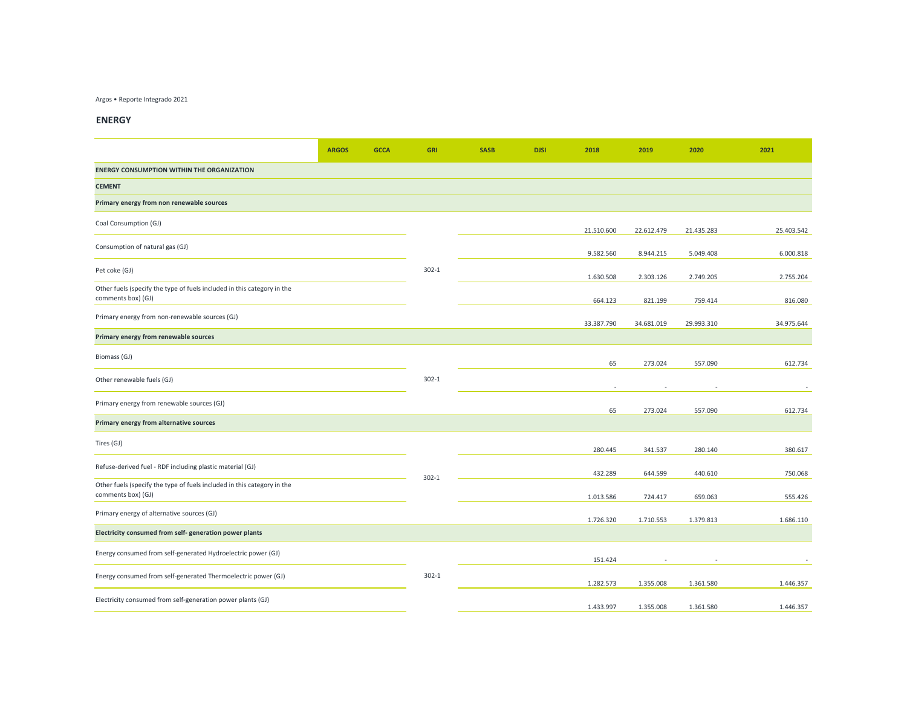## ENERGY

| | ARGOS | GCCA | GRI | SASB | DJSI | 2018 | 2019 | 2020 | 2021 |
|---|---|---|---|---|---|---|---|---|---|
| **ENERGY CONSUMPTION WITHIN THE ORGANIZATION** | | | | | | | | | |
| **CEMENT** | | | | | | | | | |
| **Primary energy from non renewable sources** | | | | | | | | | |
| Coal Consumption (GJ) | | | 302-1 | | | 21.510.600 | 22.612.479 | 21.435.283 | 25.403.542 |
| Consumption of natural gas (GJ) | | | 302-1 | | | 9.582.560 | 8.944.215 | 5.049.408 | 6.000.818 |
| Pet coke (GJ) | | | 302-1 | | | 1.630.508 | 2.303.126 | 2.749.205 | 2.755.204 |
| Other fuels (specify the type of fuels included in this category in the comments box) (GJ) | | | 302-1 | | | 664.123 | 821.199 | 759.414 | 816.080 |
| Primary energy from non-renewable sources (GJ) | | | 302-1 | | | 33.387.790 | 34.681.019 | 29.993.310 | 34.975.644 |
| **Primary energy from renewable sources** | | | | | | | | | |
| Biomass (GJ) | | | 302-1 | | | 65 | 273.024 | 557.090 | 612.734 |
| Other renewable fuels (GJ) | | | 302-1 | | | - | - | - | - |
| Primary energy from renewable sources (GJ) | | | 302-1 | | | 65 | 273.024 | 557.090 | 612.734 |
| **Primary energy from alternative sources** | | | | | | | | | |
| Tires (GJ) | | | 302-1 | | | 280.445 | 341.537 | 280.140 | 380.617 |
| Refuse-derived fuel - RDF including plastic material (GJ) | | | 302-1 | | | 432.289 | 644.599 | 440.610 | 750.068 |
| Other fuels (specify the type of fuels included in this category in the comments box) (GJ) | | | 302-1 | | | 1.013.586 | 724.417 | 659.063 | 555.426 |
| Primary energy of alternative sources (GJ) | | | 302-1 | | | 1.726.320 | 1.710.553 | 1.379.813 | 1.686.110 |
| **Electricity consumed from self- generation power plants** | | | | | | | | | |
| Energy consumed from self-generated Hydroelectric power (GJ) | | | 302-1 | | | 151.424 | - | - | - |
| Energy consumed from self-generated Thermoelectric power (GJ) | | | 302-1 | | | 1.282.573 | 1.355.008 | 1.361.580 | 1.446.357 |
| Electricity consumed from self-generation power plants (GJ) | | | 302-1 | | | 1.433.997 | 1.355.008 | 1.361.580 | 1.446.357 |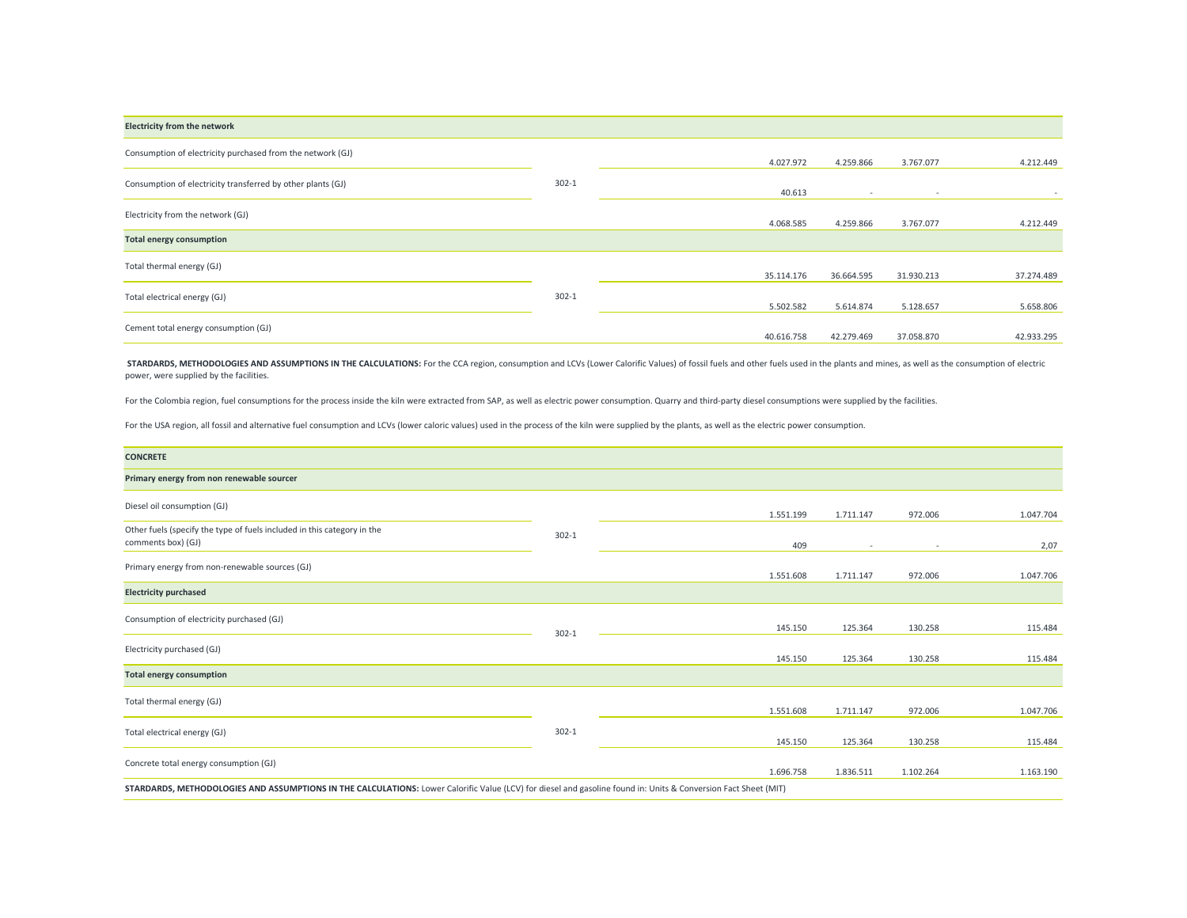| Electricity from the network | | | | | | |
|---|---|---|---|---|---|---|
| Consumption of electricity purchased from the network (GJ) | 302-1 | | 4.027.972 | 4.259.866 | 3.767.077 | 4.212.449 |
| Consumption of electricity transferred by other plants (GJ) | | | 40.613 | - | - | - |
| Electricity from the network (GJ) | | | 4.068.585 | 4.259.866 | 3.767.077 | 4.212.449 |
| **Total energy consumption** | | | | | | |
| Total thermal energy (GJ) | 302-1 | | 35.114.176 | 36.664.595 | 31.930.213 | 37.274.489 |
| Total electrical energy (GJ) | | | 5.502.582 | 5.614.874 | 5.128.657 | 5.658.806 |
| Cement total energy consumption (GJ) | | | 40.616.758 | 42.279.469 | 37.058.870 | 42.933.295 |

**STARDARDS, METHODOLOGIES AND ASSUMPTIONS IN THE CALCULATIONS:** For the CCA region, consumption and LCVs (Lower Calorific Values) of fossil fuels and other fuels used in the plants and mines, as well as the consumption of electric power, were supplied by the facilities.

For the Colombia region, fuel consumptions for the process inside the kiln were extracted from SAP, as well as electric power consumption. Quarry and third-party diesel consumptions were supplied by the facilities.

For the USA region, all fossil and alternative fuel consumption and LCVs (lower caloric values) used in the process of the kiln were supplied by the plants, as well as the electric power consumption.

| CONCRETE | | | | | | |
|---|---|---|---|---|---|---|
| **Primary energy from non renewable sourcer** | | | | | | |
| Diesel oil consumption (GJ) | 302-1 | | 1.551.199 | 1.711.147 | 972.006 | 1.047.704 |
| Other fuels (specify the type of fuels included in this category in the comments box) (GJ) | | | 409 | - | - | 2,07 |
| Primary energy from non-renewable sources (GJ) | | | 1.551.608 | 1.711.147 | 972.006 | 1.047.706 |
| **Electricity purchased** | | | | | | |
| Consumption of electricity purchased (GJ) | 302-1 | | 145.150 | 125.364 | 130.258 | 115.484 |
| Electricity purchased (GJ) | | | 145.150 | 125.364 | 130.258 | 115.484 |
| **Total energy consumption** | | | | | | |
| Total thermal energy (GJ) | 302-1 | | 1.551.608 | 1.711.147 | 972.006 | 1.047.706 |
| Total electrical energy (GJ) | | | 145.150 | 125.364 | 130.258 | 115.484 |
| Concrete total energy consumption (GJ) | | | 1.696.758 | 1.836.511 | 1.102.264 | 1.163.190 |

**STARDARDS, METHODOLOGIES AND ASSUMPTIONS IN THE CALCULATIONS:** Lower Calorific Value (LCV) for diesel and gasoline found in: Units & Conversion Fact Sheet (MIT)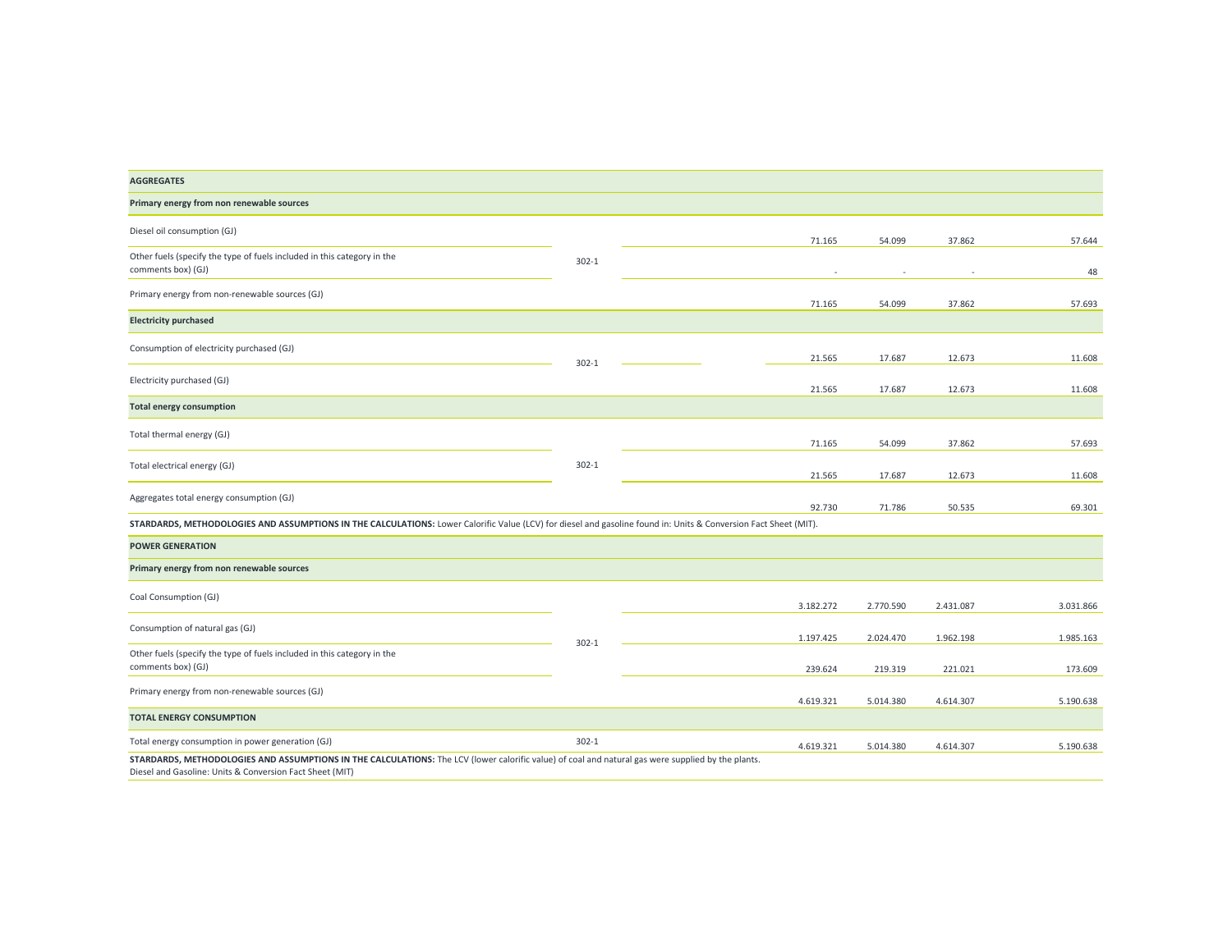| | | | | | | |
|---|---|---|---|---|---|---|
| **AGGREGATES** | | | | | | |
| **Primary energy from non renewable sources** | | | | | | |
| Diesel oil consumption (GJ) | 302-1 | | 71.165 | 54.099 | 37.862 | 57.644 |
| Other fuels (specify the type of fuels included in this category in the comments box) (GJ) | | | - | - | - | 48 |
| Primary energy from non-renewable sources (GJ) | | | 71.165 | 54.099 | 37.862 | 57.693 |
| **Electricity purchased** | | | | | | |
| Consumption of electricity purchased (GJ) | 302-1 | | 21.565 | 17.687 | 12.673 | 11.608 |
| Electricity purchased (GJ) | | | 21.565 | 17.687 | 12.673 | 11.608 |
| **Total energy consumption** | | | | | | |
| Total thermal energy (GJ) | 302-1 | | 71.165 | 54.099 | 37.862 | 57.693 |
| Total electrical energy (GJ) | | | 21.565 | 17.687 | 12.673 | 11.608 |
| Aggregates total energy consumption (GJ) | | | 92.730 | 71.786 | 50.535 | 69.301 |

**STARDARDS, METHODOLOGIES AND ASSUMPTIONS IN THE CALCULATIONS:** Lower Calorific Value (LCV) for diesel and gasoline found in: Units & Conversion Fact Sheet (MIT).

| | | | | | | |
|---|---|---|---|---|---|---|
| **POWER GENERATION** | | | | | | |
| **Primary energy from non renewable sources** | | | | | | |
| Coal Consumption (GJ) | 302-1 | | 3.182.272 | 2.770.590 | 2.431.087 | 3.031.866 |
| Consumption of natural gas (GJ) | | | 1.197.425 | 2.024.470 | 1.962.198 | 1.985.163 |
| Other fuels (specify the type of fuels included in this category in the comments box) (GJ) | | | 239.624 | 219.319 | 221.021 | 173.609 |
| Primary energy from non-renewable sources (GJ) | | | 4.619.321 | 5.014.380 | 4.614.307 | 5.190.638 |
| **TOTAL ENERGY CONSUMPTION** | | | | | | |
| Total energy consumption in power generation (GJ) | 302-1 | | 4.619.321 | 5.014.380 | 4.614.307 | 5.190.638 |

**STARDARDS, METHODOLOGIES AND ASSUMPTIONS IN THE CALCULATIONS:** The LCV (lower calorific value) of coal and natural gas were supplied by the plants.
Diesel and Gasoline: Units & Conversion Fact Sheet (MIT)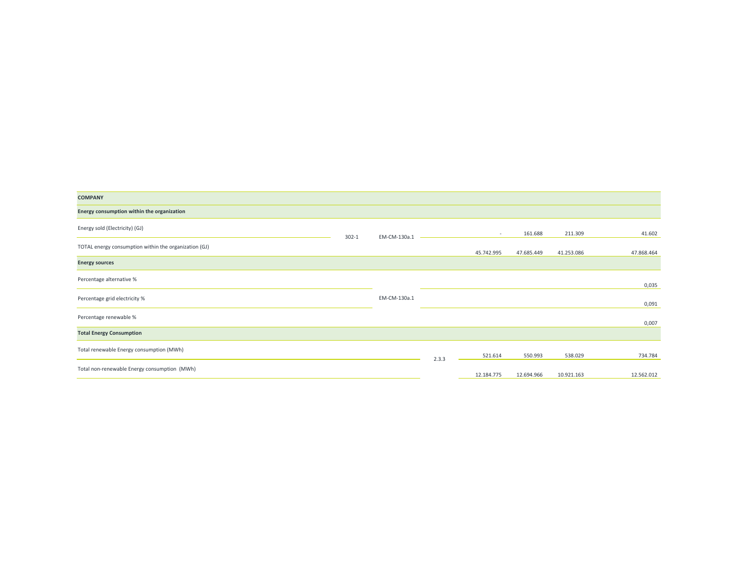| COMPANY | | | | | | | |
|---|---|---|---|---|---|---|---|
| **Energy consumption within the organization** | | | | | | | |
| Energy sold (Electricity) (GJ) | 302-1 | EM-CM-130a.1 | | - | 161.688 | 211.309 | 41.602 |
| TOTAL energy consumption within the organization (GJ) | | | | 45.742.995 | 47.685.449 | 41.253.086 | 47.868.464 |
| **Energy sources** | | | | | | | |
| Percentage alternative % | | EM-CM-130a.1 | | | | | 0,035 |
| Percentage grid electricity % | | | | | | | 0,091 |
| Percentage renewable % | | | | | | | 0,007 |
| **Total Energy Consumption** | | | | | | | |
| Total renewable Energy consumption (MWh) | | | 2.3.3 | 521.614 | 550.993 | 538.029 | 734.784 |
| Total non-renewable Energy consumption (MWh) | | | | 12.184.775 | 12.694.966 | 10.921.163 | 12.562.012 |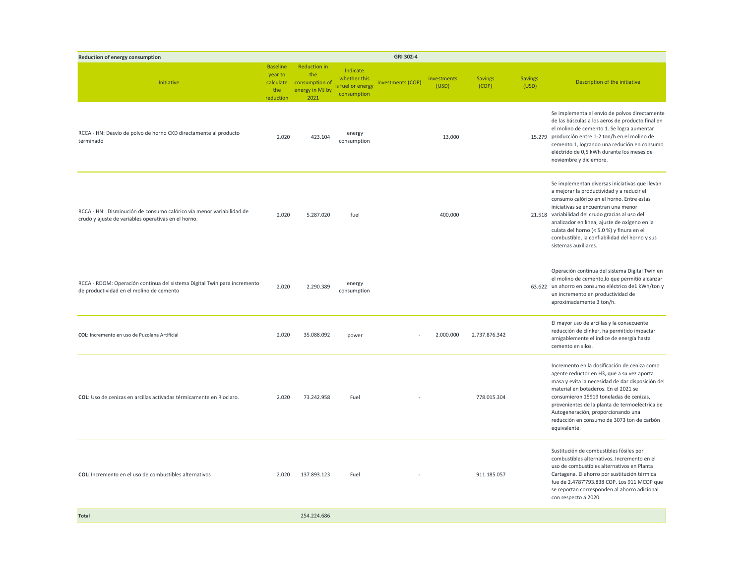| Reduction of energy consumption | | | | GRI 302-4 | | | | |
|---|---|---|---|---|---|---|---|---|
| Initiative | Baseline year to calculate the reduction | Reduction in the consumption of energy in MJ by 2021 | Indicate whether this is fuel or energy consumption | investments (COP) | investments (USD) | Savings (COP) | Savings (USD) | Description of the initiative |
| RCCA - HN: Desvío de polvo de horno CKD directamente al producto terminado | 2.020 | 423.104 | energy consumption | | 13,000 | | 15.279 | Se implementa el envío de polvos directamente de las básculas a los aeros de producto final en el molino de cemento 1. Se logra aumentar producción entre 1-2 ton/h en el molino de cemento 1, logrando una redución en consumo eléctrido de 0,5 kWh durante los meses de noviembre y diciembre. |
| RCCA - HN: Disminución de consumo calórico vía menor variabilidad de crudo y ajuste de variables operativas en el horno. | 2.020 | 5.287.020 | fuel | | 400,000 | | 21.518 | Se implementan diversas iniciativas que llevan a mejorar la productividad y a reducir el consumo calórico en el horno. Entre estas iniciativas se encuentran una menor variabilidad del crudo gracias al uso del analizador en línea, ajuste de oxígeno en la culata del horno (< 5.0 %) y finura en el combustible, la confiabilidad del horno y sus sistemas auxiliares. |
| RCCA - RDOM: Operación continua del sistema Digital Twin para incremento de productividad en el molino de cemento | 2.020 | 2.290.389 | energy consumption | | | | 63.622 | Operación continua del sistema Digital Twin en el molino de cemento,lo que permitió alcanzar un ahorro en consumo eléctrico de1 kWh/ton y un incremento en productividad de aproximadamente 3 ton/h. |
| **COL:** Incremento en uso de Puzolana Artificial | 2.020 | 35.088.092 | power | - | 2.000.000 | 2.737.876.342 | | El mayor uso de arcillas y la consecuente reducción de clínker, ha permitido impactar amigablemente el índice de energía hasta cemento en silos. |
| **COL:** Uso de cenizas en arcillas activadas térmicamente en Rioclaro. | 2.020 | 73.242.958 | Fuel | - | | 778.015.304 | | Incremento en la dosificación de ceniza como agente reductor en H3, que a su vez aporta masa y evita la necesidad de dar disposición del material en botaderos. En el 2021 se consumieron 15919 toneladas de cenizas, provenientes de la planta de termoeléctrica de Autogeneración, proporcionando una reducción en consumo de 3073 ton de carbón equivalente. |
| **COL:** Incremento en el uso de combustibles alternativos | 2.020 | 137.893.123 | Fuel | - | | 911.185.057 | | Sustitución de combustibles fósiles por combustibles alternativos. Incremento en el uso de combustibles alternativos en Planta Cartagena. El ahorro por sustitución térmica fue de 2.4787'793.838 COP. Los 911 MCOP que se reportan corresponden al ahorro adicional con respecto a 2020. |
| **Total** | | 254.224.686 | | | | | | |